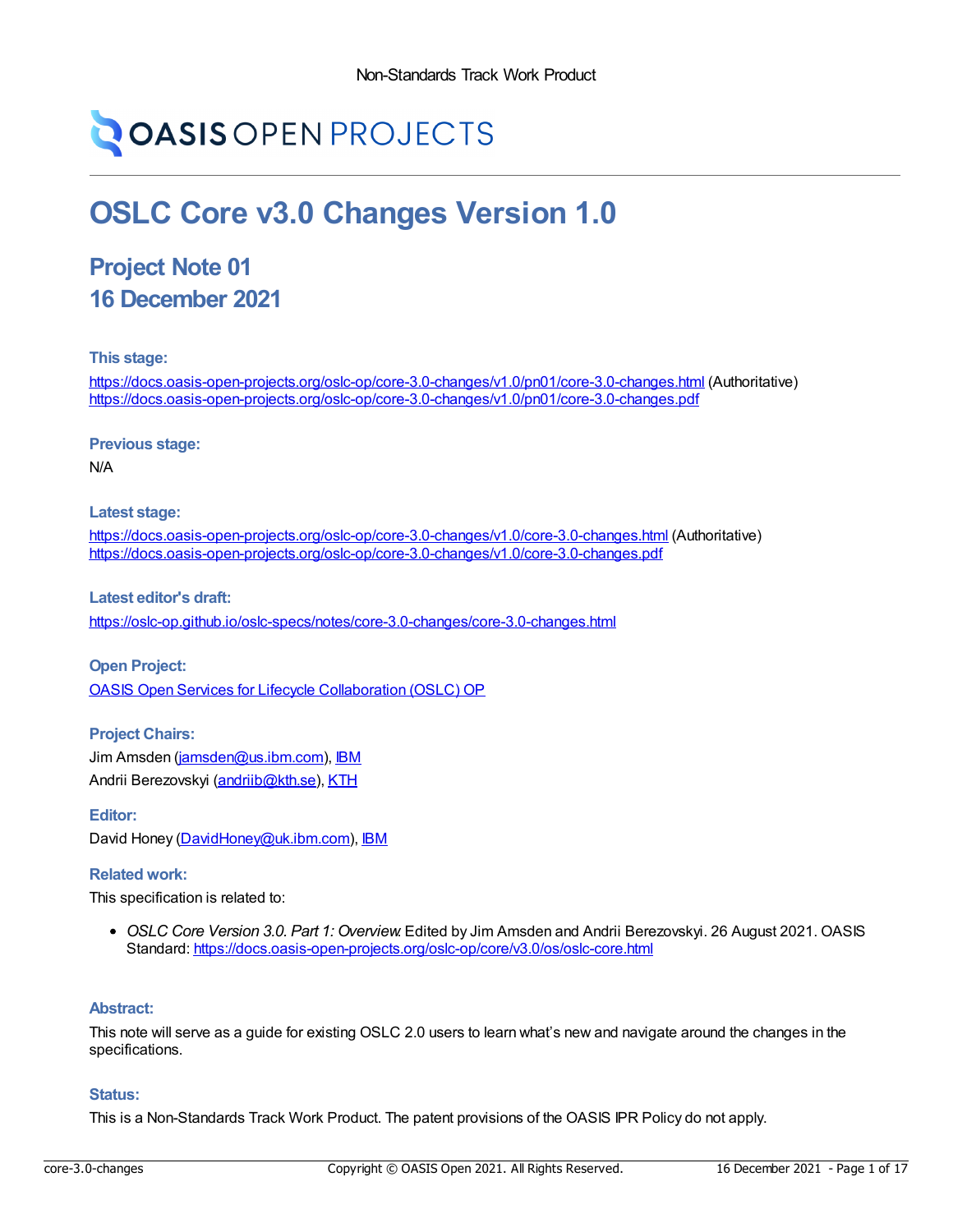Non-Standards Track Work Product

OASIS OPEN PROJECTS

# OSLC Core v3.0 Changes Version 1.0

## Project Note 01
## 16 December 2021

### This stage:

https://docs.oasis-open-projects.org/oslc-op/core-3.0-changes/v1.0/pn01/core-3.0-changes.html (Authoritative)
https://docs.oasis-open-projects.org/oslc-op/core-3.0-changes/v1.0/pn01/core-3.0-changes.pdf

### Previous stage:

N/A

### Latest stage:

https://docs.oasis-open-projects.org/oslc-op/core-3.0-changes/v1.0/core-3.0-changes.html (Authoritative)
https://docs.oasis-open-projects.org/oslc-op/core-3.0-changes/v1.0/core-3.0-changes.pdf

### Latest editor's draft:

https://oslc-op.github.io/oslc-specs/notes/core-3.0-changes/core-3.0-changes.html

### Open Project:

OASIS Open Services for Lifecycle Collaboration (OSLC) OP

### Project Chairs:

Jim Amsden (jamsden@us.ibm.com), IBM
Andrii Berezovskyi (andriib@kth.se), KTH

### Editor:

David Honey (DavidHoney@uk.ibm.com), IBM

### Related work:

This specification is related to:

- *OSLC Core Version 3.0. Part 1: Overview.* Edited by Jim Amsden and Andrii Berezovskyi. 26 August 2021. OASIS Standard: https://docs.oasis-open-projects.org/oslc-op/core/v3.0/os/oslc-core.html

### Abstract:

This note will serve as a guide for existing OSLC 2.0 users to learn what's new and navigate around the changes in the specifications.

### Status:

This is a Non-Standards Track Work Product. The patent provisions of the OASIS IPR Policy do not apply.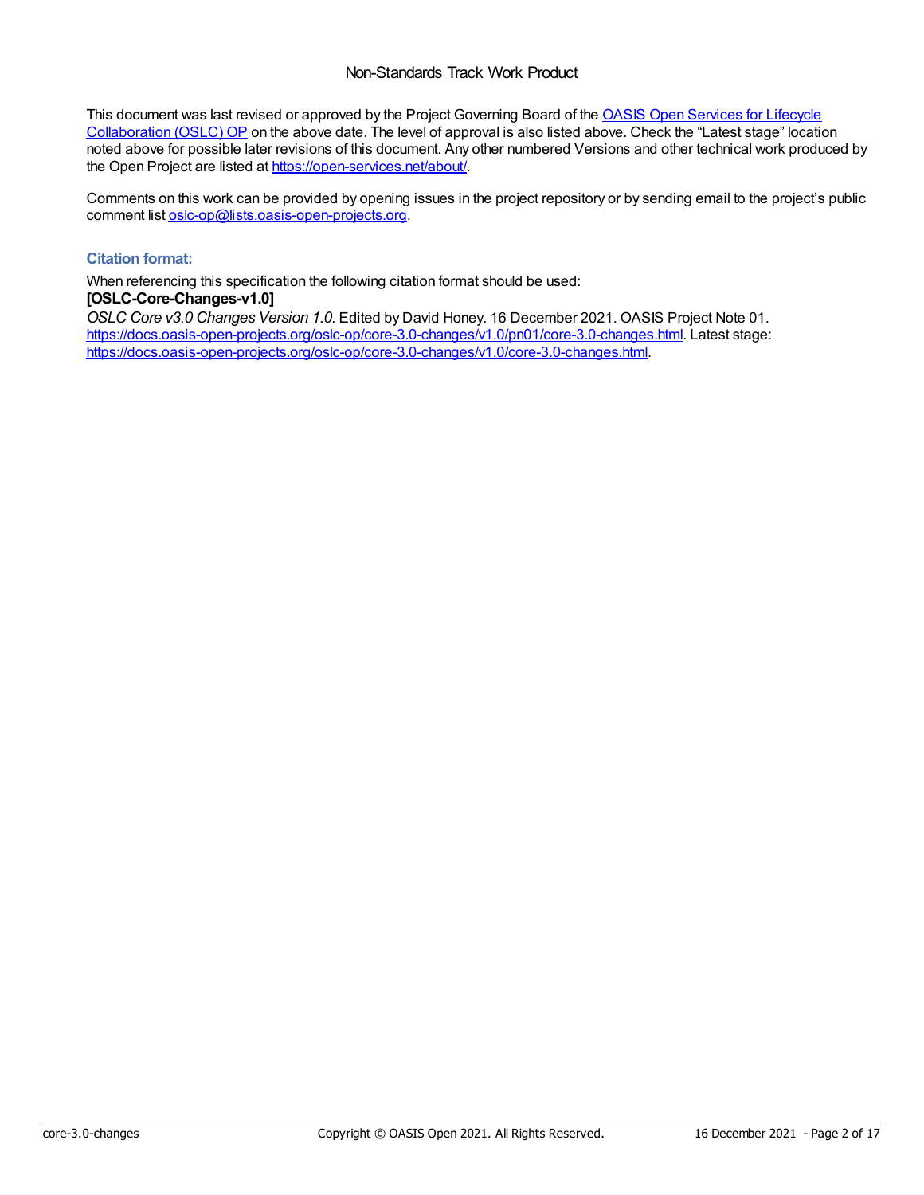Non-Standards Track Work Product

This document was last revised or approved by the Project Governing Board of the [OASIS Open Services for Lifecycle Collaboration (OSLC) OP](https://open-services.net/about/) on the above date. The level of approval is also listed above. Check the "Latest stage" location noted above for possible later revisions of this document. Any other numbered Versions and other technical work produced by the Open Project are listed at [https://open-services.net/about/](https://open-services.net/about/).

Comments on this work can be provided by opening issues in the project repository or by sending email to the project's public comment list [oslc-op@lists.oasis-open-projects.org](mailto:oslc-op@lists.oasis-open-projects.org).

### Citation format:

When referencing this specification the following citation format should be used:
**[OSLC-Core-Changes-v1.0]**
*OSLC Core v3.0 Changes Version 1.0.* Edited by David Honey. 16 December 2021. OASIS Project Note 01. [https://docs.oasis-open-projects.org/oslc-op/core-3.0-changes/v1.0/pn01/core-3.0-changes.html](https://docs.oasis-open-projects.org/oslc-op/core-3.0-changes/v1.0/pn01/core-3.0-changes.html). Latest stage: [https://docs.oasis-open-projects.org/oslc-op/core-3.0-changes/v1.0/core-3.0-changes.html](https://docs.oasis-open-projects.org/oslc-op/core-3.0-changes/v1.0/core-3.0-changes.html).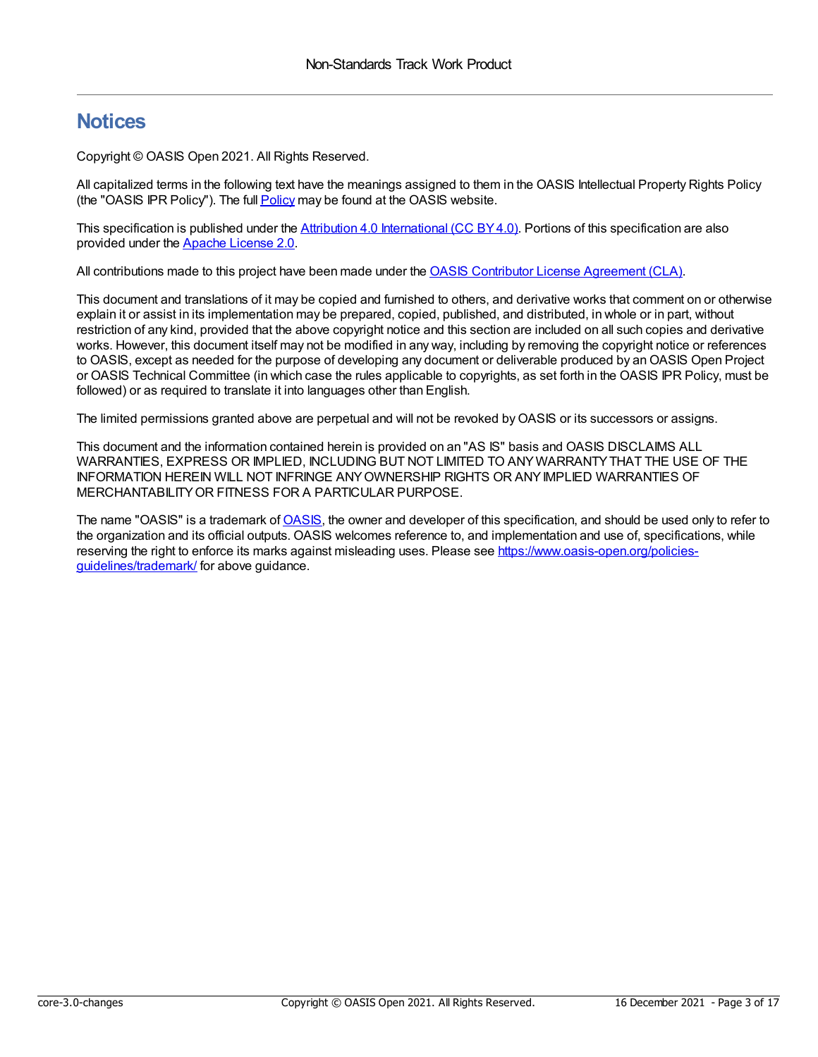# Notices

Copyright © OASIS Open 2021. All Rights Reserved.

All capitalized terms in the following text have the meanings assigned to them in the OASIS Intellectual Property Rights Policy (the "OASIS IPR Policy"). The full Policy may be found at the OASIS website.

This specification is published under the Attribution 4.0 International (CC BY 4.0). Portions of this specification are also provided under the Apache License 2.0.

All contributions made to this project have been made under the OASIS Contributor License Agreement (CLA).

This document and translations of it may be copied and furnished to others, and derivative works that comment on or otherwise explain it or assist in its implementation may be prepared, copied, published, and distributed, in whole or in part, without restriction of any kind, provided that the above copyright notice and this section are included on all such copies and derivative works. However, this document itself may not be modified in any way, including by removing the copyright notice or references to OASIS, except as needed for the purpose of developing any document or deliverable produced by an OASIS Open Project or OASIS Technical Committee (in which case the rules applicable to copyrights, as set forth in the OASIS IPR Policy, must be followed) or as required to translate it into languages other than English.

The limited permissions granted above are perpetual and will not be revoked by OASIS or its successors or assigns.

This document and the information contained herein is provided on an "AS IS" basis and OASIS DISCLAIMS ALL WARRANTIES, EXPRESS OR IMPLIED, INCLUDING BUT NOT LIMITED TO ANY WARRANTY THAT THE USE OF THE INFORMATION HEREIN WILL NOT INFRINGE ANY OWNERSHIP RIGHTS OR ANY IMPLIED WARRANTIES OF MERCHANTABILITY OR FITNESS FOR A PARTICULAR PURPOSE.

The name "OASIS" is a trademark of OASIS, the owner and developer of this specification, and should be used only to refer to the organization and its official outputs. OASIS welcomes reference to, and implementation and use of, specifications, while reserving the right to enforce its marks against misleading uses. Please see https://www.oasis-open.org/policies-guidelines/trademark/ for above guidance.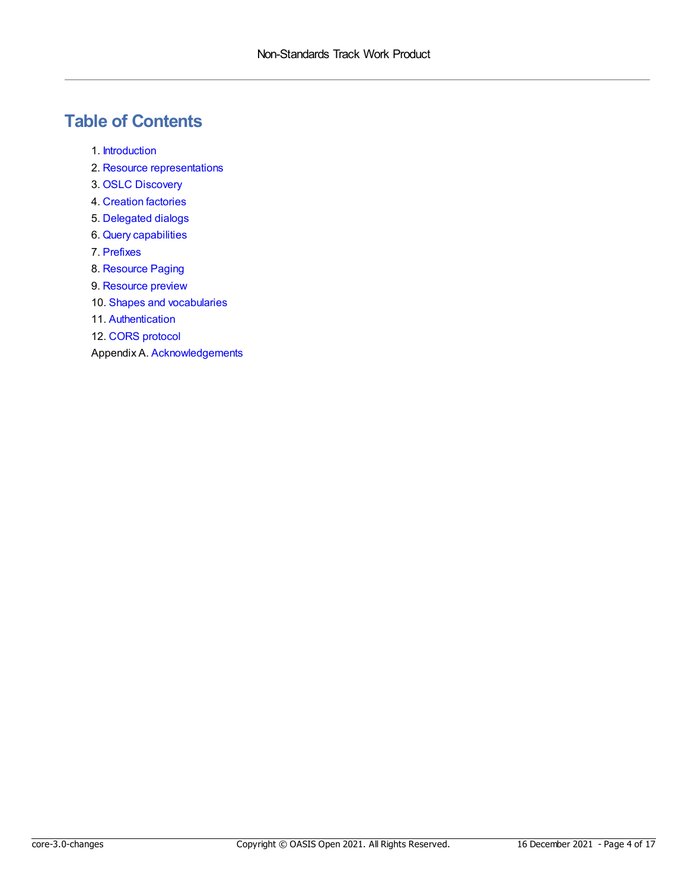# Table of Contents

1. Introduction
2. Resource representations
3. OSLC Discovery
4. Creation factories
5. Delegated dialogs
6. Query capabilities
7. Prefixes
8. Resource Paging
9. Resource preview
10. Shapes and vocabularies
11. Authentication
12. CORS protocol

Appendix A. Acknowledgements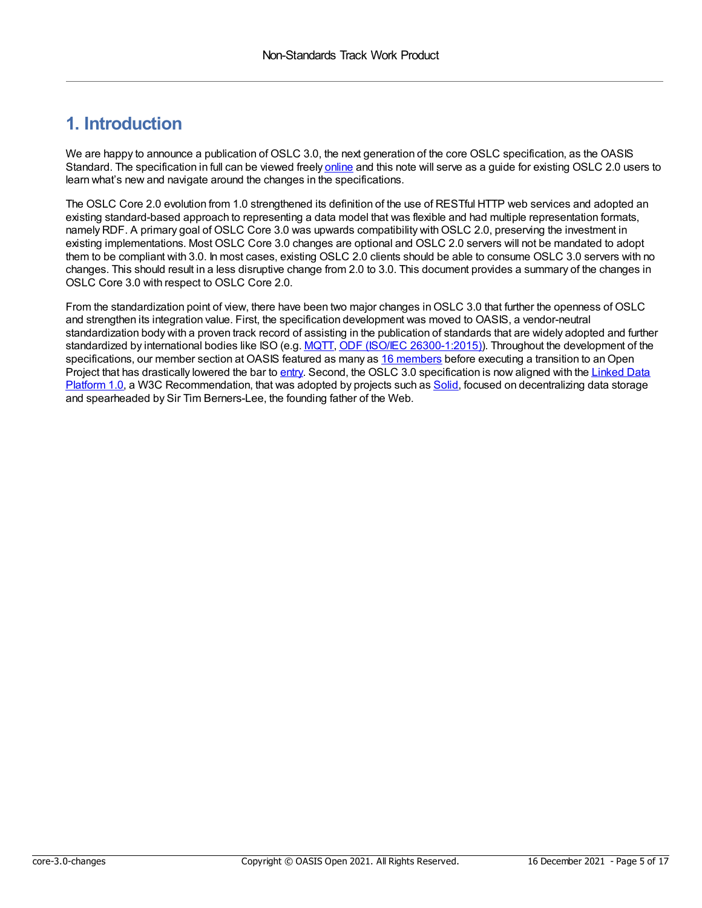# 1. Introduction

We are happy to announce a publication of OSLC 3.0, the next generation of the core OSLC specification, as the OASIS Standard. The specification in full can be viewed freely online and this note will serve as a guide for existing OSLC 2.0 users to learn what's new and navigate around the changes in the specifications.

The OSLC Core 2.0 evolution from 1.0 strengthened its definition of the use of RESTful HTTP web services and adopted an existing standard-based approach to representing a data model that was flexible and had multiple representation formats, namely RDF. A primary goal of OSLC Core 3.0 was upwards compatibility with OSLC 2.0, preserving the investment in existing implementations. Most OSLC Core 3.0 changes are optional and OSLC 2.0 servers will not be mandated to adopt them to be compliant with 3.0. In most cases, existing OSLC 2.0 clients should be able to consume OSLC 3.0 servers with no changes. This should result in a less disruptive change from 2.0 to 3.0. This document provides a summary of the changes in OSLC Core 3.0 with respect to OSLC Core 2.0.

From the standardization point of view, there have been two major changes in OSLC 3.0 that further the openness of OSLC and strengthen its integration value. First, the specification development was moved to OASIS, a vendor-neutral standardization body with a proven track record of assisting in the publication of standards that are widely adopted and further standardized by international bodies like ISO (e.g. MQTT, ODF (ISO/IEC 26300-1:2015)). Throughout the development of the specifications, our member section at OASIS featured as many as 16 members before executing a transition to an Open Project that has drastically lowered the bar to entry. Second, the OSLC 3.0 specification is now aligned with the Linked Data Platform 1.0, a W3C Recommendation, that was adopted by projects such as Solid, focused on decentralizing data storage and spearheaded by Sir Tim Berners-Lee, the founding father of the Web.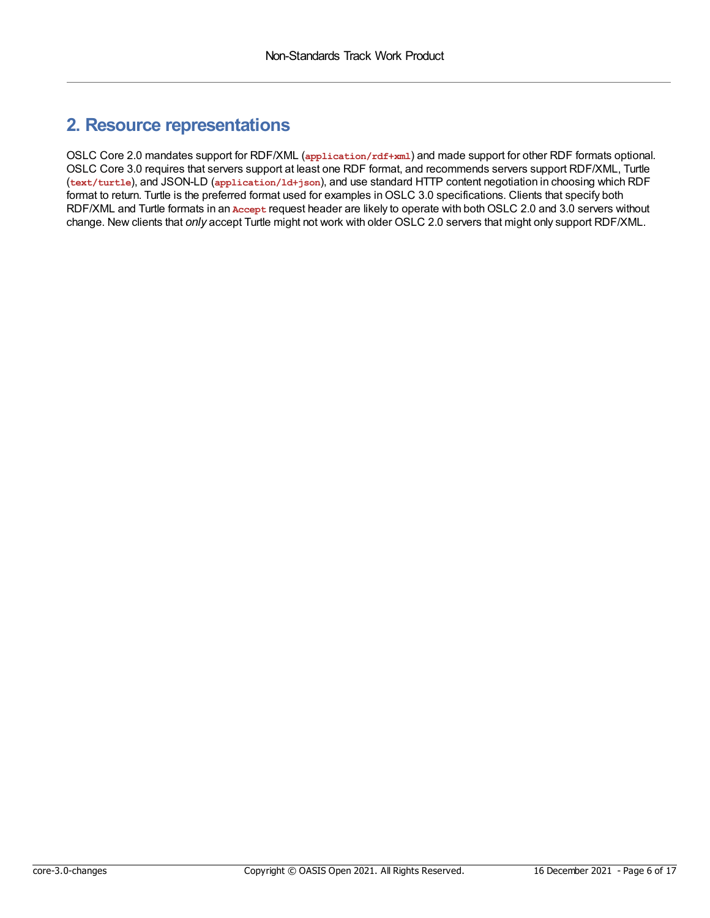## 2. Resource representations

OSLC Core 2.0 mandates support for RDF/XML (`application/rdf+xml`) and made support for other RDF formats optional. OSLC Core 3.0 requires that servers support at least one RDF format, and recommends servers support RDF/XML, Turtle (`text/turtle`), and JSON-LD (`application/ld+json`), and use standard HTTP content negotiation in choosing which RDF format to return. Turtle is the preferred format used for examples in OSLC 3.0 specifications. Clients that specify both RDF/XML and Turtle formats in an `Accept` request header are likely to operate with both OSLC 2.0 and 3.0 servers without change. New clients that *only* accept Turtle might not work with older OSLC 2.0 servers that might only support RDF/XML.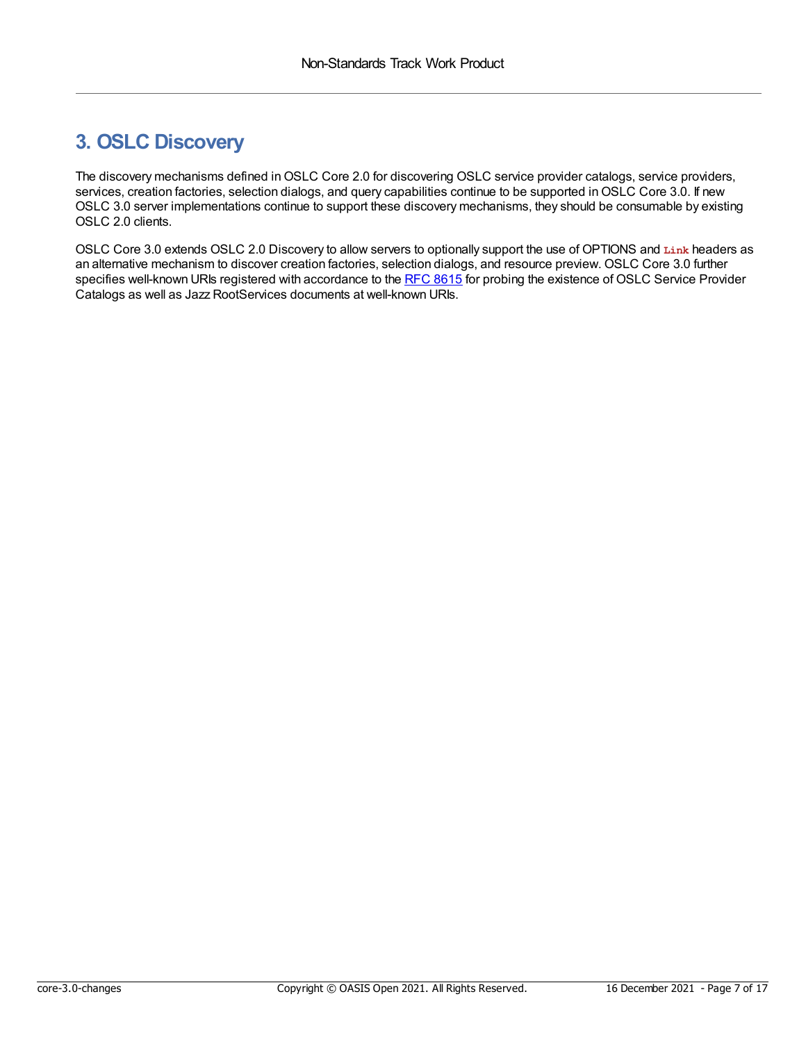# 3. OSLC Discovery

The discovery mechanisms defined in OSLC Core 2.0 for discovering OSLC service provider catalogs, service providers, services, creation factories, selection dialogs, and query capabilities continue to be supported in OSLC Core 3.0. If new OSLC 3.0 server implementations continue to support these discovery mechanisms, they should be consumable by existing OSLC 2.0 clients.

OSLC Core 3.0 extends OSLC 2.0 Discovery to allow servers to optionally support the use of OPTIONS and `Link` headers as an alternative mechanism to discover creation factories, selection dialogs, and resource preview. OSLC Core 3.0 further specifies well-known URIs registered with accordance to the [RFC 8615] for probing the existence of OSLC Service Provider Catalogs as well as Jazz RootServices documents at well-known URIs.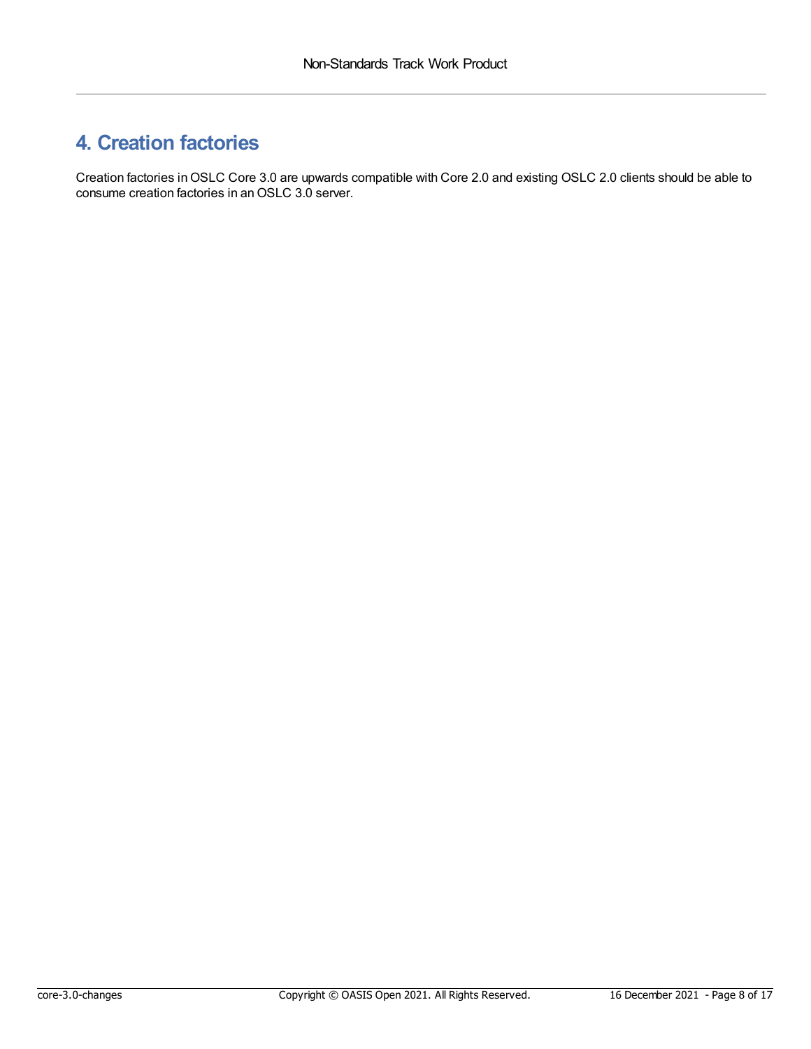# 4. Creation factories

Creation factories in OSLC Core 3.0 are upwards compatible with Core 2.0 and existing OSLC 2.0 clients should be able to consume creation factories in an OSLC 3.0 server.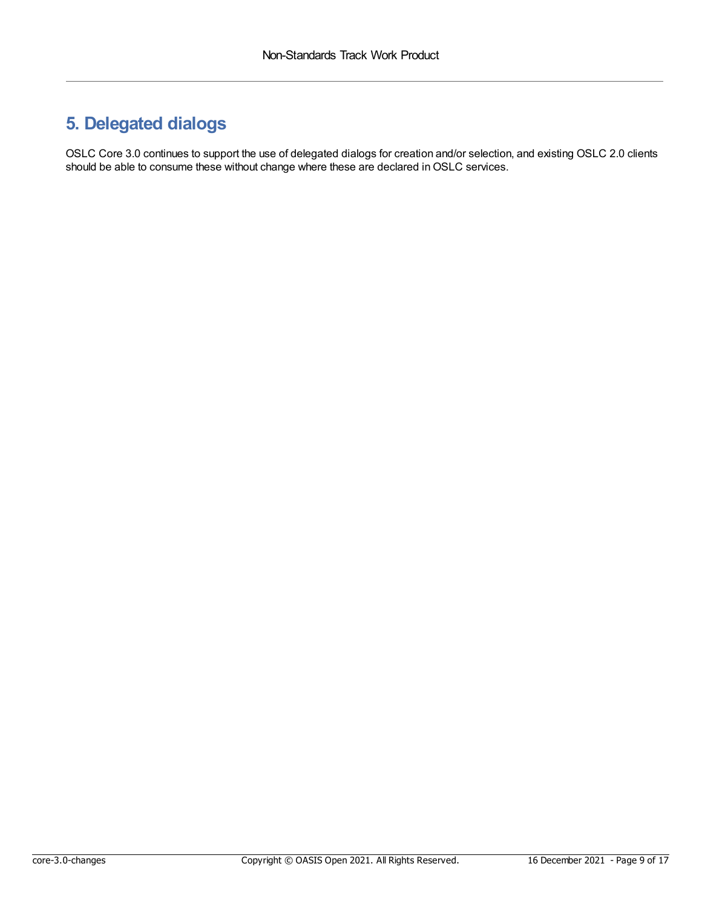# 5. Delegated dialogs

OSLC Core 3.0 continues to support the use of delegated dialogs for creation and/or selection, and existing OSLC 2.0 clients should be able to consume these without change where these are declared in OSLC services.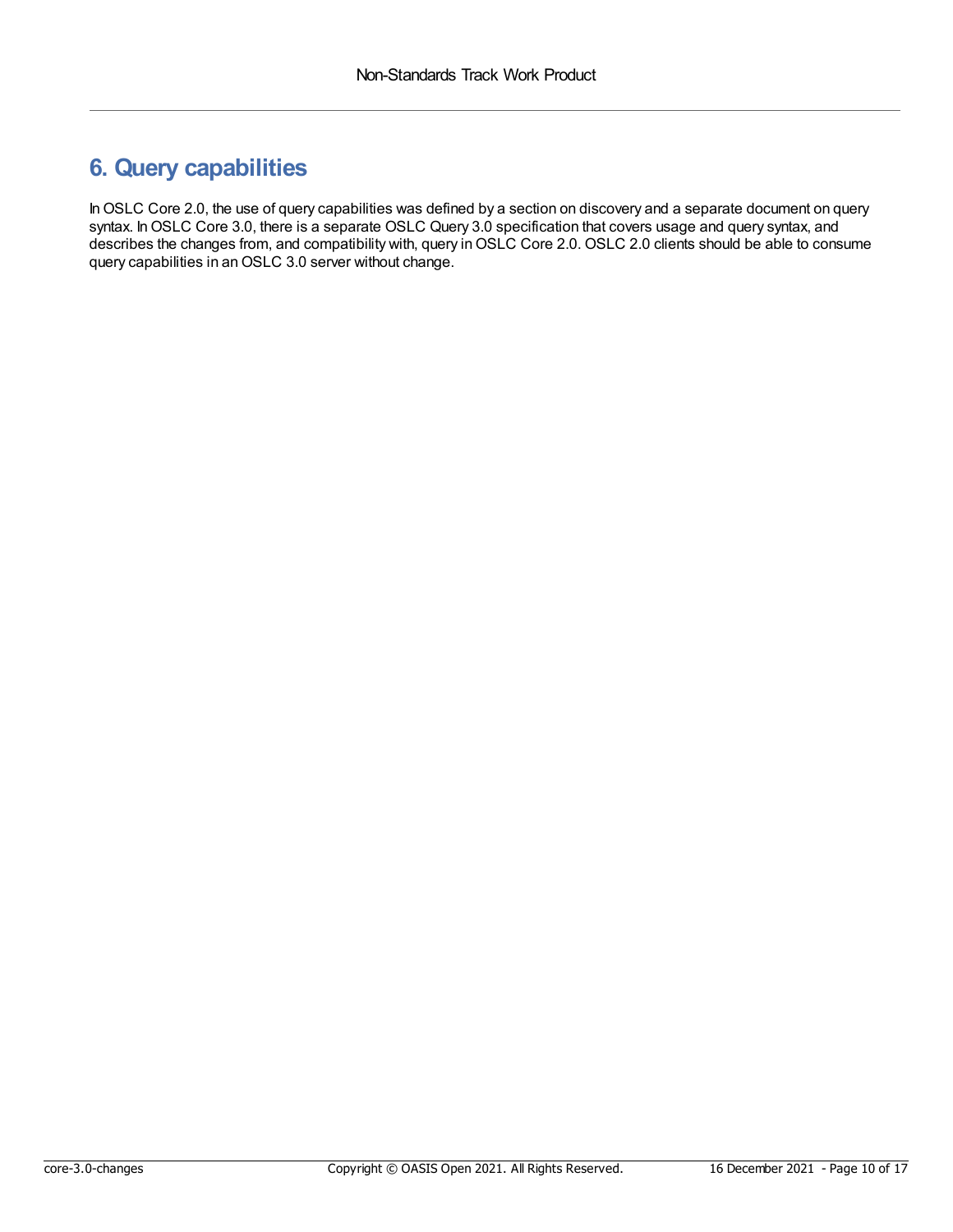# 6. Query capabilities

In OSLC Core 2.0, the use of query capabilities was defined by a section on discovery and a separate document on query syntax. In OSLC Core 3.0, there is a separate OSLC Query 3.0 specification that covers usage and query syntax, and describes the changes from, and compatibility with, query in OSLC Core 2.0. OSLC 2.0 clients should be able to consume query capabilities in an OSLC 3.0 server without change.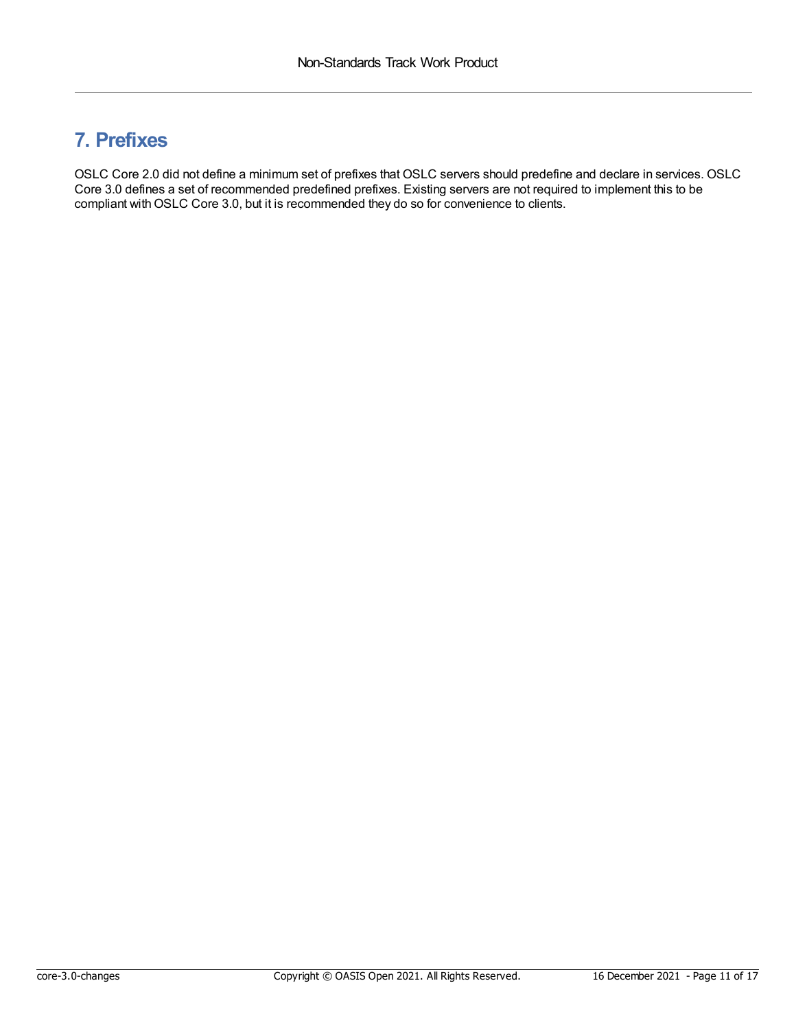# 7. Prefixes

OSLC Core 2.0 did not define a minimum set of prefixes that OSLC servers should predefine and declare in services. OSLC Core 3.0 defines a set of recommended predefined prefixes. Existing servers are not required to implement this to be compliant with OSLC Core 3.0, but it is recommended they do so for convenience to clients.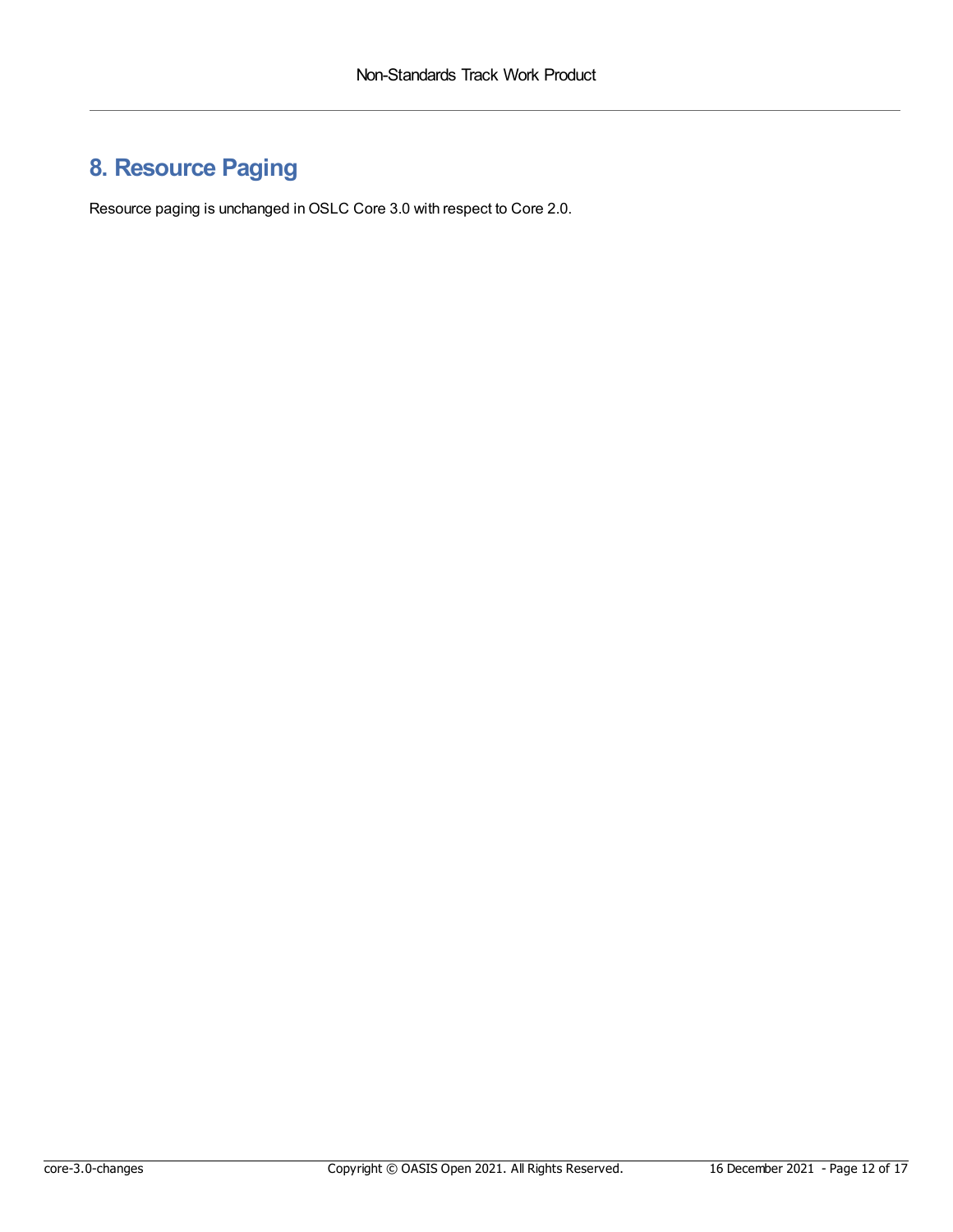# 8. Resource Paging

Resource paging is unchanged in OSLC Core 3.0 with respect to Core 2.0.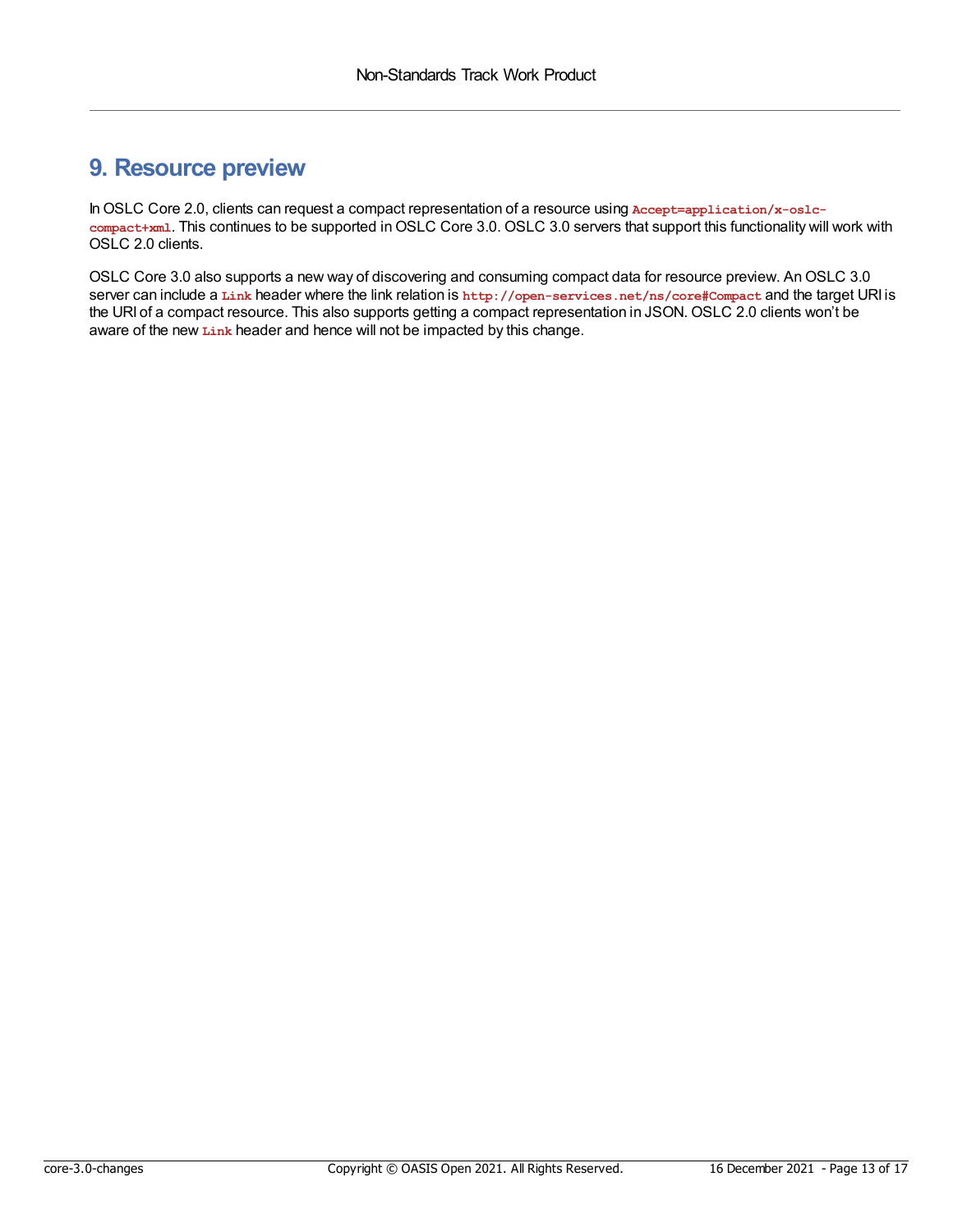# 9. Resource preview

In OSLC Core 2.0, clients can request a compact representation of a resource using `Accept=application/x-oslc-compact+xml`. This continues to be supported in OSLC Core 3.0. OSLC 3.0 servers that support this functionality will work with OSLC 2.0 clients.

OSLC Core 3.0 also supports a new way of discovering and consuming compact data for resource preview. An OSLC 3.0 server can include a `Link` header where the link relation is `http://open-services.net/ns/core#Compact` and the target URI is the URI of a compact resource. This also supports getting a compact representation in JSON. OSLC 2.0 clients won't be aware of the new `Link` header and hence will not be impacted by this change.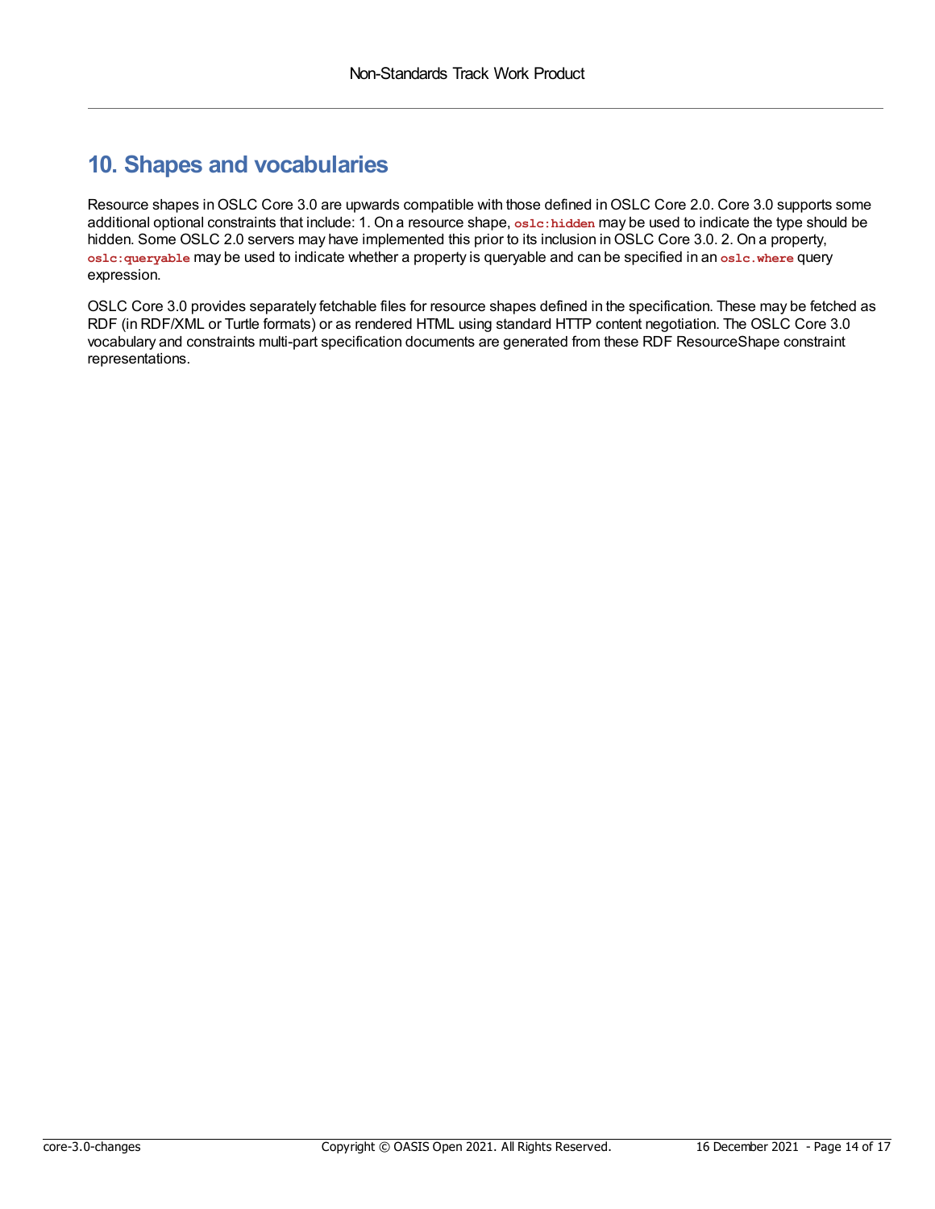# 10. Shapes and vocabularies

Resource shapes in OSLC Core 3.0 are upwards compatible with those defined in OSLC Core 2.0. Core 3.0 supports some additional optional constraints that include: 1. On a resource shape, `oslc:hidden` may be used to indicate the type should be hidden. Some OSLC 2.0 servers may have implemented this prior to its inclusion in OSLC Core 3.0. 2. On a property, `oslc:queryable` may be used to indicate whether a property is queryable and can be specified in an `oslc.where` query expression.

OSLC Core 3.0 provides separately fetchable files for resource shapes defined in the specification. These may be fetched as RDF (in RDF/XML or Turtle formats) or as rendered HTML using standard HTTP content negotiation. The OSLC Core 3.0 vocabulary and constraints multi-part specification documents are generated from these RDF ResourceShape constraint representations.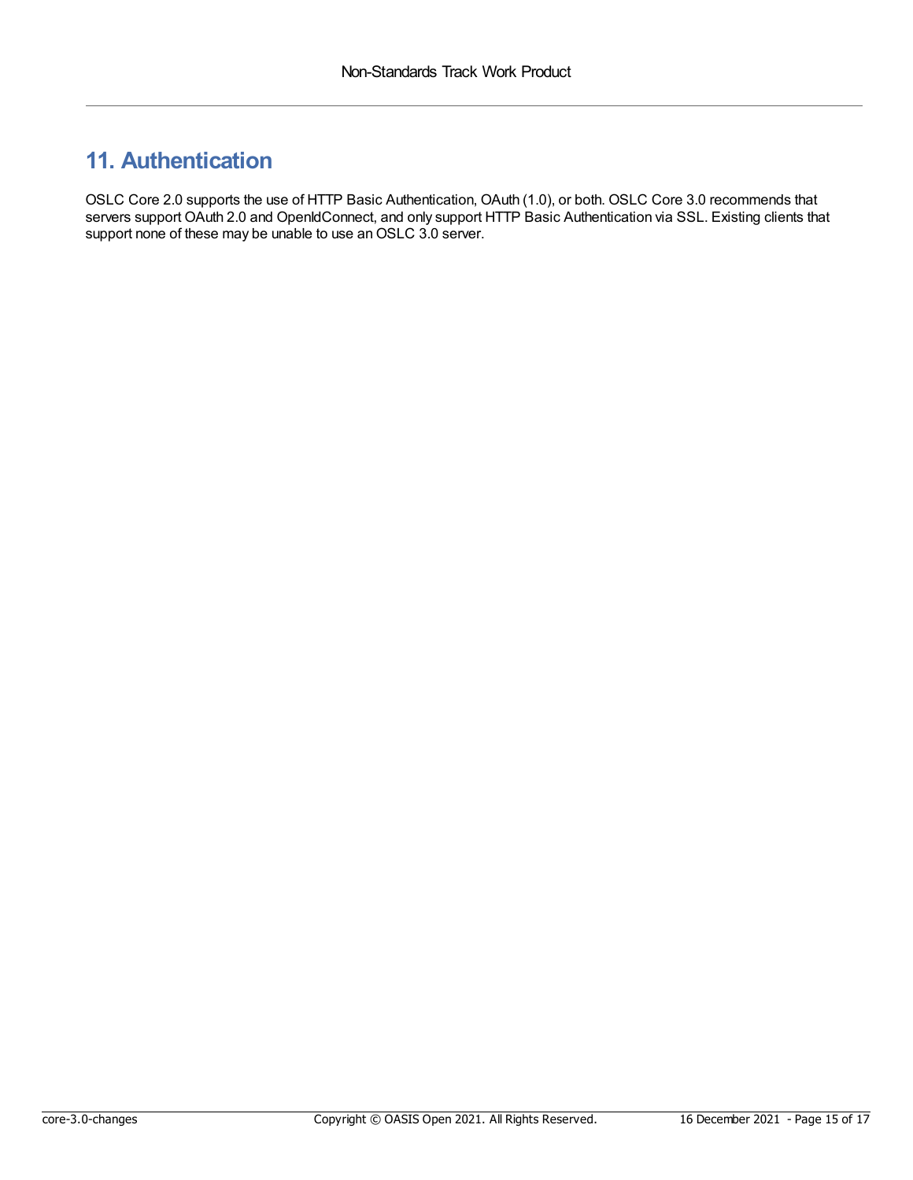# 11. Authentication

OSLC Core 2.0 supports the use of HTTP Basic Authentication, OAuth (1.0), or both. OSLC Core 3.0 recommends that servers support OAuth 2.0 and OpenIdConnect, and only support HTTP Basic Authentication via SSL. Existing clients that support none of these may be unable to use an OSLC 3.0 server.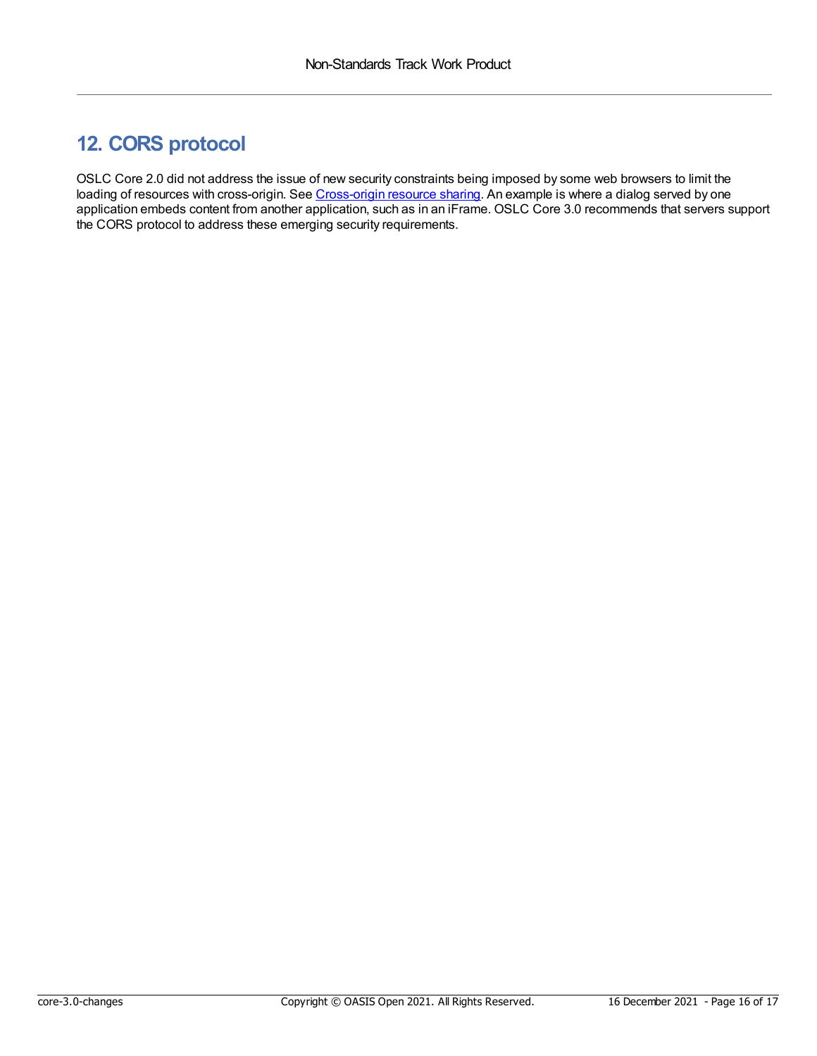# 12. CORS protocol

OSLC Core 2.0 did not address the issue of new security constraints being imposed by some web browsers to limit the loading of resources with cross-origin. See Cross-origin resource sharing. An example is where a dialog served by one application embeds content from another application, such as in an iFrame. OSLC Core 3.0 recommends that servers support the CORS protocol to address these emerging security requirements.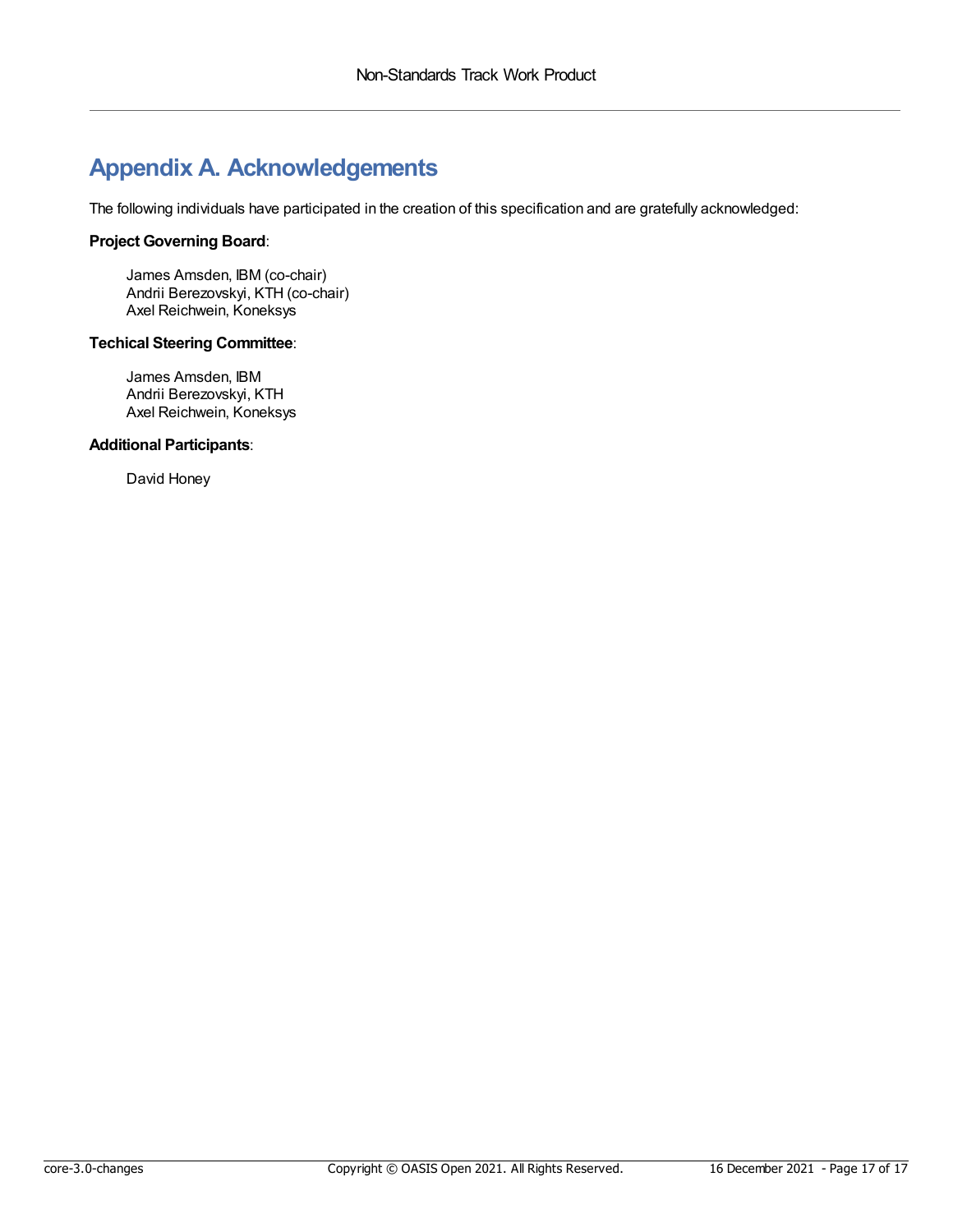# Appendix A. Acknowledgements

The following individuals have participated in the creation of this specification and are gratefully acknowledged:

**Project Governing Board**:

James Amsden, IBM (co-chair)
Andrii Berezovskyi, KTH (co-chair)
Axel Reichwein, Koneksys

**Techical Steering Committee**:

James Amsden, IBM
Andrii Berezovskyi, KTH
Axel Reichwein, Koneksys

**Additional Participants**:

David Honey